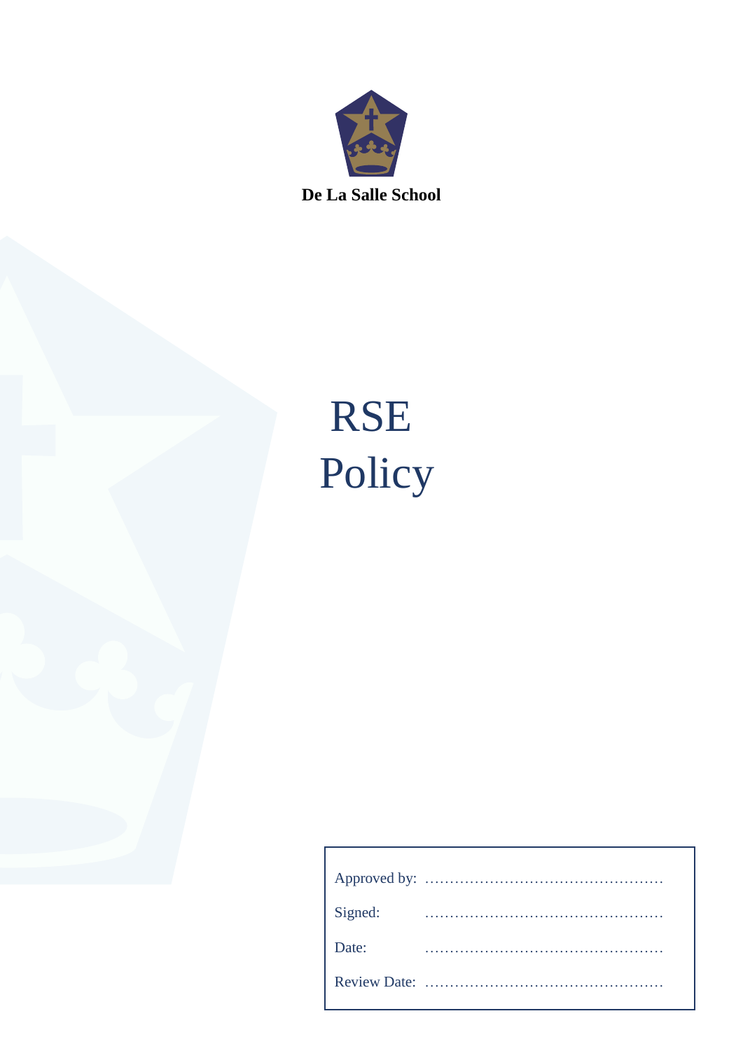**De La Salle School**

# RSE Policy

| | |
|---|---|
| Approved by: | ………………………………………… |
| Signed: | ………………………………………… |
| Date: | ………………………………………… |
| Review Date: | ………………………………………… |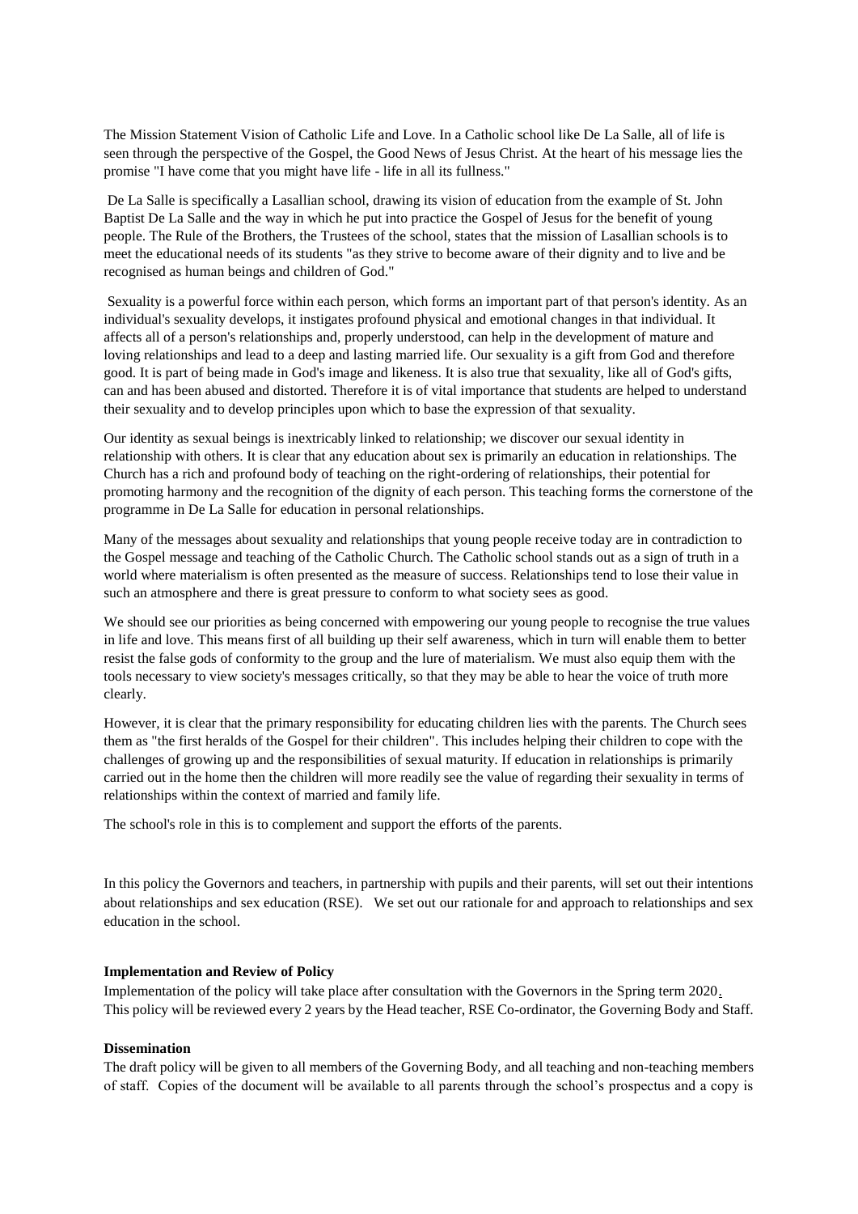The Mission Statement Vision of Catholic Life and Love. In a Catholic school like De La Salle, all of life is seen through the perspective of the Gospel, the Good News of Jesus Christ. At the heart of his message lies the promise "I have come that you might have life - life in all its fullness."

De La Salle is specifically a Lasallian school, drawing its vision of education from the example of St. John Baptist De La Salle and the way in which he put into practice the Gospel of Jesus for the benefit of young people. The Rule of the Brothers, the Trustees of the school, states that the mission of Lasallian schools is to meet the educational needs of its students "as they strive to become aware of their dignity and to live and be recognised as human beings and children of God."

Sexuality is a powerful force within each person, which forms an important part of that person's identity. As an individual's sexuality develops, it instigates profound physical and emotional changes in that individual. It affects all of a person's relationships and, properly understood, can help in the development of mature and loving relationships and lead to a deep and lasting married life. Our sexuality is a gift from God and therefore good. It is part of being made in God's image and likeness. It is also true that sexuality, like all of God's gifts, can and has been abused and distorted. Therefore it is of vital importance that students are helped to understand their sexuality and to develop principles upon which to base the expression of that sexuality.

Our identity as sexual beings is inextricably linked to relationship; we discover our sexual identity in relationship with others. It is clear that any education about sex is primarily an education in relationships. The Church has a rich and profound body of teaching on the right-ordering of relationships, their potential for promoting harmony and the recognition of the dignity of each person. This teaching forms the cornerstone of the programme in De La Salle for education in personal relationships.

Many of the messages about sexuality and relationships that young people receive today are in contradiction to the Gospel message and teaching of the Catholic Church. The Catholic school stands out as a sign of truth in a world where materialism is often presented as the measure of success. Relationships tend to lose their value in such an atmosphere and there is great pressure to conform to what society sees as good.

We should see our priorities as being concerned with empowering our young people to recognise the true values in life and love. This means first of all building up their self awareness, which in turn will enable them to better resist the false gods of conformity to the group and the lure of materialism. We must also equip them with the tools necessary to view society's messages critically, so that they may be able to hear the voice of truth more clearly.

However, it is clear that the primary responsibility for educating children lies with the parents. The Church sees them as "the first heralds of the Gospel for their children". This includes helping their children to cope with the challenges of growing up and the responsibilities of sexual maturity. If education in relationships is primarily carried out in the home then the children will more readily see the value of regarding their sexuality in terms of relationships within the context of married and family life.

The school's role in this is to complement and support the efforts of the parents.

In this policy the Governors and teachers, in partnership with pupils and their parents, will set out their intentions about relationships and sex education (RSE). We set out our rationale for and approach to relationships and sex education in the school.

**Implementation and Review of Policy**

Implementation of the policy will take place after consultation with the Governors in the Spring term 2020.
This policy will be reviewed every 2 years by the Head teacher, RSE Co-ordinator, the Governing Body and Staff.

**Dissemination**

The draft policy will be given to all members of the Governing Body, and all teaching and non-teaching members of staff. Copies of the document will be available to all parents through the school's prospectus and a copy is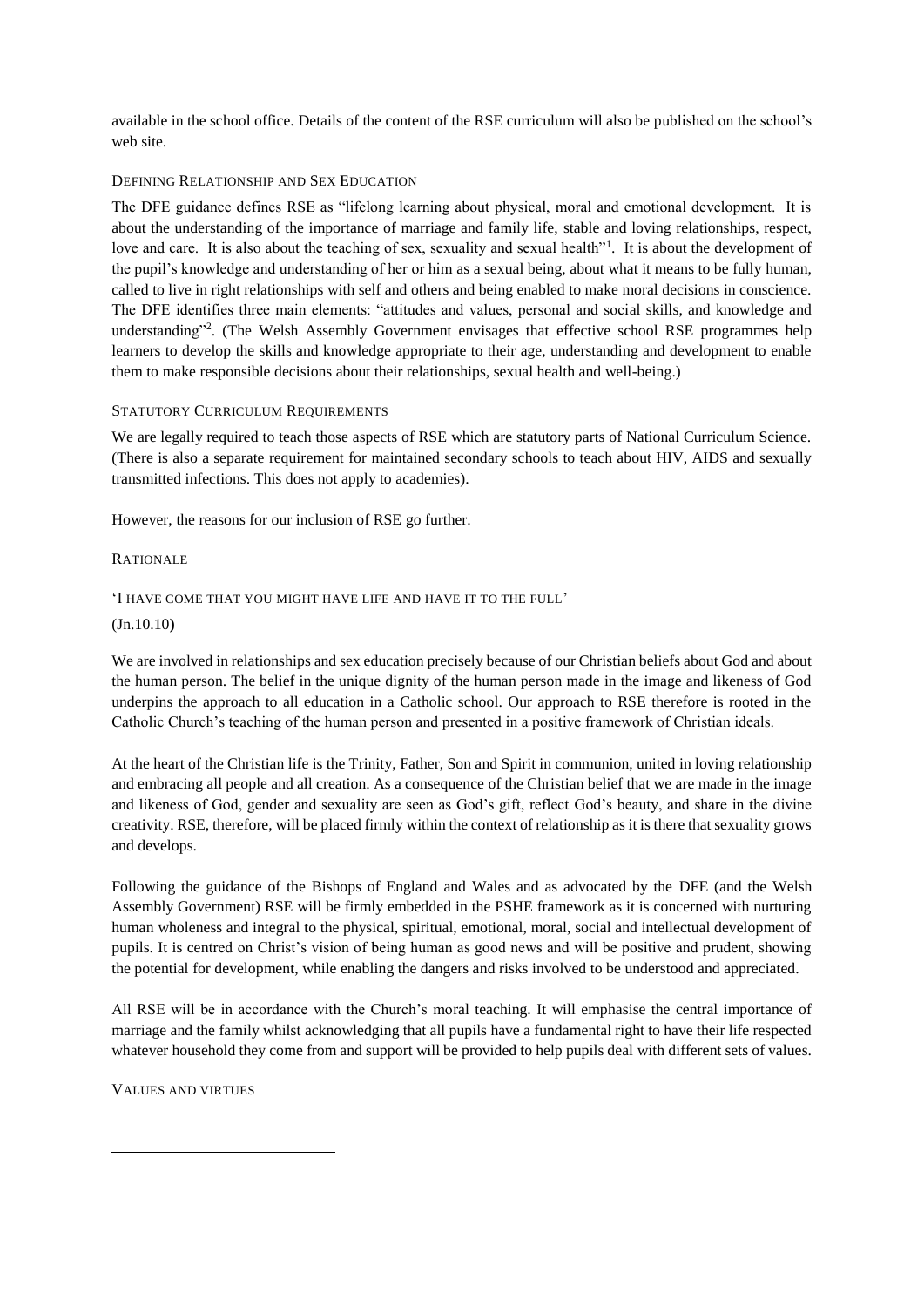available in the school office. Details of the content of the RSE curriculum will also be published on the school's web site.

## Defining Relationship and Sex Education

The DFE guidance defines RSE as "lifelong learning about physical, moral and emotional development. It is about the understanding of the importance of marriage and family life, stable and loving relationships, respect, love and care. It is also about the teaching of sex, sexuality and sexual health"[1]. It is about the development of the pupil's knowledge and understanding of her or him as a sexual being, about what it means to be fully human, called to live in right relationships with self and others and being enabled to make moral decisions in conscience. The DFE identifies three main elements: "attitudes and values, personal and social skills, and knowledge and understanding"[2]. (The Welsh Assembly Government envisages that effective school RSE programmes help learners to develop the skills and knowledge appropriate to their age, understanding and development to enable them to make responsible decisions about their relationships, sexual health and well-being.)

## Statutory Curriculum Requirements

We are legally required to teach those aspects of RSE which are statutory parts of National Curriculum Science. (There is also a separate requirement for maintained secondary schools to teach about HIV, AIDS and sexually transmitted infections. This does not apply to academies).

However, the reasons for our inclusion of RSE go further.

## Rationale

### 'I have come that you might have life and have it to the full'

(Jn.10.10)

We are involved in relationships and sex education precisely because of our Christian beliefs about God and about the human person. The belief in the unique dignity of the human person made in the image and likeness of God underpins the approach to all education in a Catholic school. Our approach to RSE therefore is rooted in the Catholic Church's teaching of the human person and presented in a positive framework of Christian ideals.

At the heart of the Christian life is the Trinity, Father, Son and Spirit in communion, united in loving relationship and embracing all people and all creation. As a consequence of the Christian belief that we are made in the image and likeness of God, gender and sexuality are seen as God's gift, reflect God's beauty, and share in the divine creativity. RSE, therefore, will be placed firmly within the context of relationship as it is there that sexuality grows and develops.

Following the guidance of the Bishops of England and Wales and as advocated by the DFE (and the Welsh Assembly Government) RSE will be firmly embedded in the PSHE framework as it is concerned with nurturing human wholeness and integral to the physical, spiritual, emotional, moral, social and intellectual development of pupils. It is centred on Christ's vision of being human as good news and will be positive and prudent, showing the potential for development, while enabling the dangers and risks involved to be understood and appreciated.

All RSE will be in accordance with the Church's moral teaching. It will emphasise the central importance of marriage and the family whilst acknowledging that all pupils have a fundamental right to have their life respected whatever household they come from and support will be provided to help pupils deal with different sets of values.

## Values and Virtues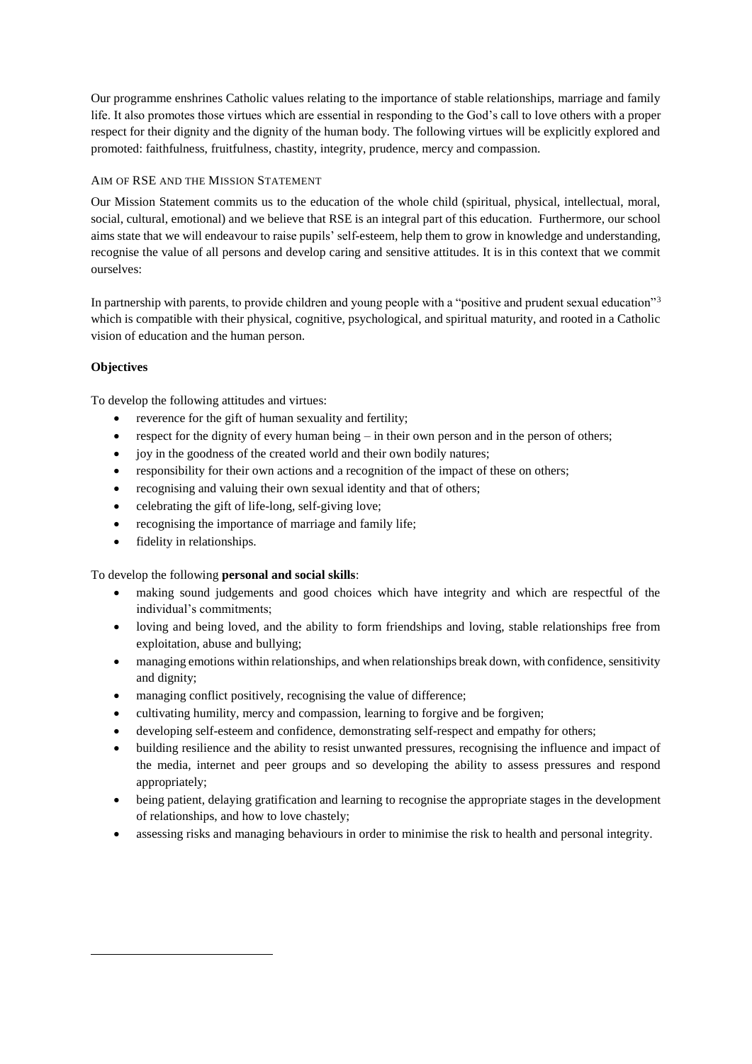Our programme enshrines Catholic values relating to the importance of stable relationships, marriage and family life. It also promotes those virtues which are essential in responding to the God's call to love others with a proper respect for their dignity and the dignity of the human body. The following virtues will be explicitly explored and promoted: faithfulness, fruitfulness, chastity, integrity, prudence, mercy and compassion.

## AIM OF RSE AND THE MISSION STATEMENT

Our Mission Statement commits us to the education of the whole child (spiritual, physical, intellectual, moral, social, cultural, emotional) and we believe that RSE is an integral part of this education. Furthermore, our school aims state that we will endeavour to raise pupils' self-esteem, help them to grow in knowledge and understanding, recognise the value of all persons and develop caring and sensitive attitudes. It is in this context that we commit ourselves:

In partnership with parents, to provide children and young people with a "positive and prudent sexual education"[3] which is compatible with their physical, cognitive, psychological, and spiritual maturity, and rooted in a Catholic vision of education and the human person.

### Objectives

To develop the following attitudes and virtues:

- reverence for the gift of human sexuality and fertility;
- respect for the dignity of every human being – in their own person and in the person of others;
- joy in the goodness of the created world and their own bodily natures;
- responsibility for their own actions and a recognition of the impact of these on others;
- recognising and valuing their own sexual identity and that of others;
- celebrating the gift of life-long, self-giving love;
- recognising the importance of marriage and family life;
- fidelity in relationships.

To develop the following **personal and social skills**:

- making sound judgements and good choices which have integrity and which are respectful of the individual's commitments;
- loving and being loved, and the ability to form friendships and loving, stable relationships free from exploitation, abuse and bullying;
- managing emotions within relationships, and when relationships break down, with confidence, sensitivity and dignity;
- managing conflict positively, recognising the value of difference;
- cultivating humility, mercy and compassion, learning to forgive and be forgiven;
- developing self-esteem and confidence, demonstrating self-respect and empathy for others;
- building resilience and the ability to resist unwanted pressures, recognising the influence and impact of the media, internet and peer groups and so developing the ability to assess pressures and respond appropriately;
- being patient, delaying gratification and learning to recognise the appropriate stages in the development of relationships, and how to love chastely;
- assessing risks and managing behaviours in order to minimise the risk to health and personal integrity.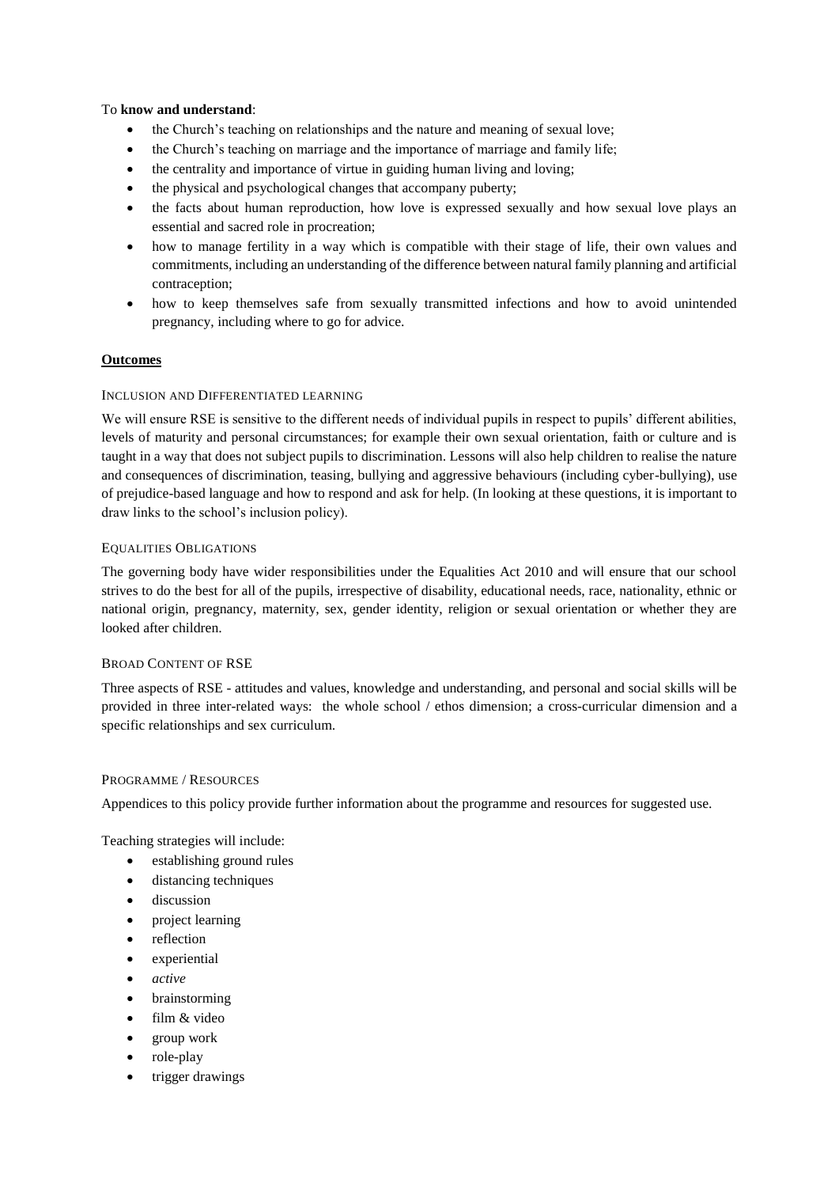To **know and understand**:

- the Church's teaching on relationships and the nature and meaning of sexual love;
- the Church's teaching on marriage and the importance of marriage and family life;
- the centrality and importance of virtue in guiding human living and loving;
- the physical and psychological changes that accompany puberty;
- the facts about human reproduction, how love is expressed sexually and how sexual love plays an essential and sacred role in procreation;
- how to manage fertility in a way which is compatible with their stage of life, their own values and commitments, including an understanding of the difference between natural family planning and artificial contraception;
- how to keep themselves safe from sexually transmitted infections and how to avoid unintended pregnancy, including where to go for advice.

## Outcomes

### Inclusion and Differentiated learning

We will ensure RSE is sensitive to the different needs of individual pupils in respect to pupils' different abilities, levels of maturity and personal circumstances; for example their own sexual orientation, faith or culture and is taught in a way that does not subject pupils to discrimination. Lessons will also help children to realise the nature and consequences of discrimination, teasing, bullying and aggressive behaviours (including cyber-bullying), use of prejudice-based language and how to respond and ask for help. (In looking at these questions, it is important to draw links to the school's inclusion policy).

### Equalities Obligations

The governing body have wider responsibilities under the Equalities Act 2010 and will ensure that our school strives to do the best for all of the pupils, irrespective of disability, educational needs, race, nationality, ethnic or national origin, pregnancy, maternity, sex, gender identity, religion or sexual orientation or whether they are looked after children.

### Broad Content of RSE

Three aspects of RSE - attitudes and values, knowledge and understanding, and personal and social skills will be provided in three inter-related ways: the whole school / ethos dimension; a cross-curricular dimension and a specific relationships and sex curriculum.

### Programme / Resources

Appendices to this policy provide further information about the programme and resources for suggested use.

Teaching strategies will include:

- establishing ground rules
- distancing techniques
- discussion
- project learning
- reflection
- experiential
- *active*
- brainstorming
- film & video
- group work
- role-play
- trigger drawings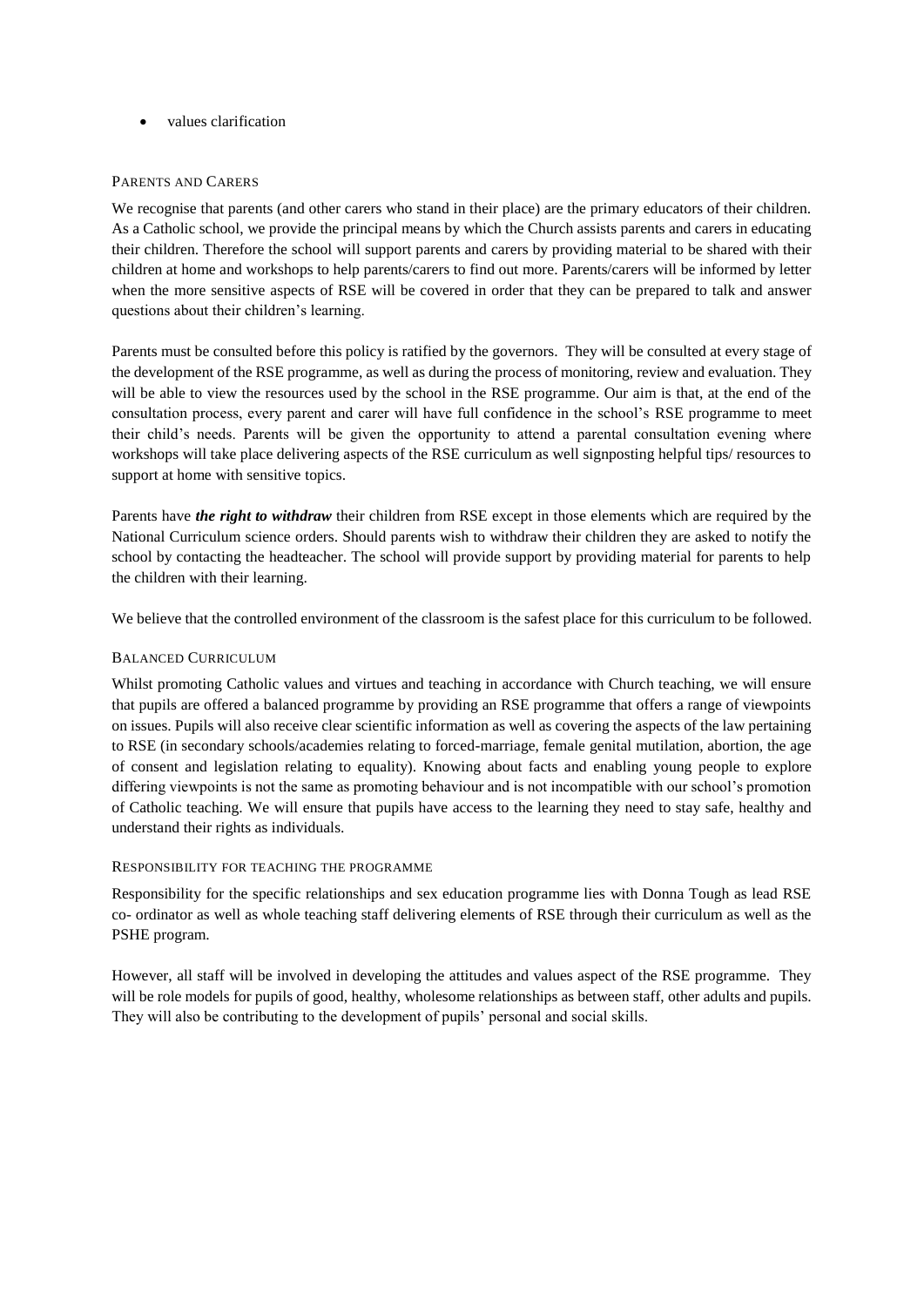- values clarification

## Parents and Carers

We recognise that parents (and other carers who stand in their place) are the primary educators of their children. As a Catholic school, we provide the principal means by which the Church assists parents and carers in educating their children. Therefore the school will support parents and carers by providing material to be shared with their children at home and workshops to help parents/carers to find out more. Parents/carers will be informed by letter when the more sensitive aspects of RSE will be covered in order that they can be prepared to talk and answer questions about their children's learning.

Parents must be consulted before this policy is ratified by the governors. They will be consulted at every stage of the development of the RSE programme, as well as during the process of monitoring, review and evaluation. They will be able to view the resources used by the school in the RSE programme. Our aim is that, at the end of the consultation process, every parent and carer will have full confidence in the school's RSE programme to meet their child's needs. Parents will be given the opportunity to attend a parental consultation evening where workshops will take place delivering aspects of the RSE curriculum as well signposting helpful tips/ resources to support at home with sensitive topics.

Parents have ***the right to withdraw*** their children from RSE except in those elements which are required by the National Curriculum science orders. Should parents wish to withdraw their children they are asked to notify the school by contacting the headteacher. The school will provide support by providing material for parents to help the children with their learning.

We believe that the controlled environment of the classroom is the safest place for this curriculum to be followed.

## Balanced Curriculum

Whilst promoting Catholic values and virtues and teaching in accordance with Church teaching, we will ensure that pupils are offered a balanced programme by providing an RSE programme that offers a range of viewpoints on issues. Pupils will also receive clear scientific information as well as covering the aspects of the law pertaining to RSE (in secondary schools/academies relating to forced-marriage, female genital mutilation, abortion, the age of consent and legislation relating to equality). Knowing about facts and enabling young people to explore differing viewpoints is not the same as promoting behaviour and is not incompatible with our school's promotion of Catholic teaching. We will ensure that pupils have access to the learning they need to stay safe, healthy and understand their rights as individuals.

## Responsibility for teaching the programme

Responsibility for the specific relationships and sex education programme lies with Donna Tough as lead RSE co- ordinator as well as whole teaching staff delivering elements of RSE through their curriculum as well as the PSHE program.

However, all staff will be involved in developing the attitudes and values aspect of the RSE programme. They will be role models for pupils of good, healthy, wholesome relationships as between staff, other adults and pupils. They will also be contributing to the development of pupils' personal and social skills.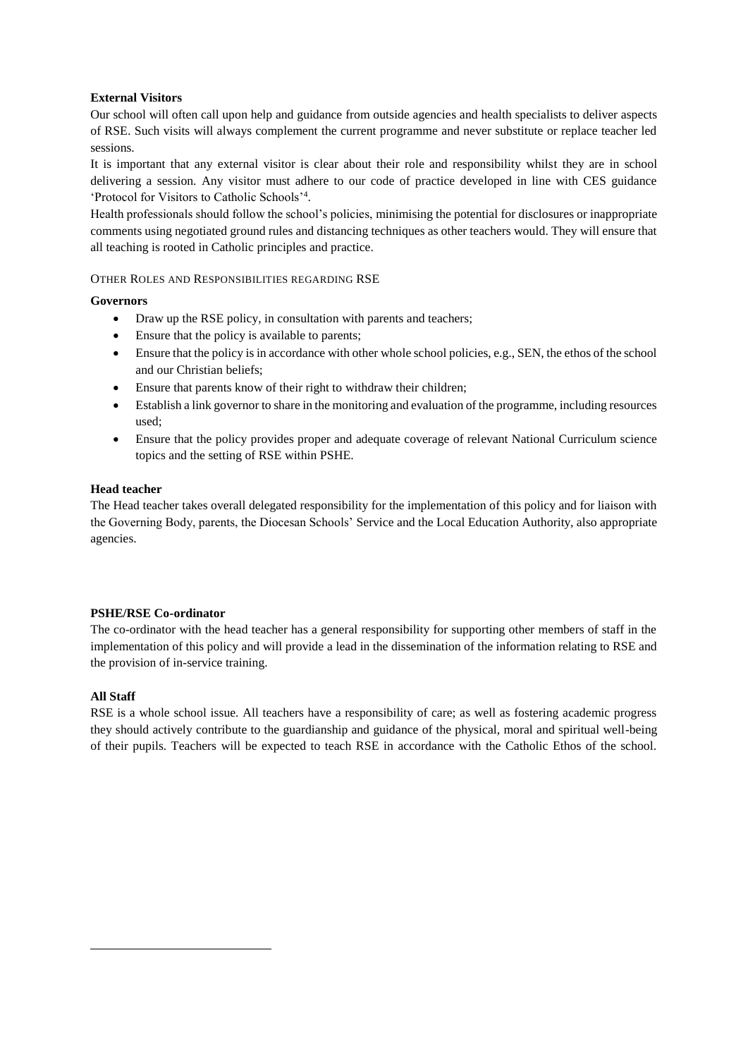**External Visitors**

Our school will often call upon help and guidance from outside agencies and health specialists to deliver aspects of RSE. Such visits will always complement the current programme and never substitute or replace teacher led sessions.

It is important that any external visitor is clear about their role and responsibility whilst they are in school delivering a session. Any visitor must adhere to our code of practice developed in line with CES guidance 'Protocol for Visitors to Catholic Schools'[4].

Health professionals should follow the school's policies, minimising the potential for disclosures or inappropriate comments using negotiated ground rules and distancing techniques as other teachers would. They will ensure that all teaching is rooted in Catholic principles and practice.

OTHER ROLES AND RESPONSIBILITIES REGARDING RSE

**Governors**

- Draw up the RSE policy, in consultation with parents and teachers;
- Ensure that the policy is available to parents;
- Ensure that the policy is in accordance with other whole school policies, e.g., SEN, the ethos of the school and our Christian beliefs;
- Ensure that parents know of their right to withdraw their children;
- Establish a link governor to share in the monitoring and evaluation of the programme, including resources used;
- Ensure that the policy provides proper and adequate coverage of relevant National Curriculum science topics and the setting of RSE within PSHE.

**Head teacher**

The Head teacher takes overall delegated responsibility for the implementation of this policy and for liaison with the Governing Body, parents, the Diocesan Schools' Service and the Local Education Authority, also appropriate agencies.

**PSHE/RSE Co-ordinator**

The co-ordinator with the head teacher has a general responsibility for supporting other members of staff in the implementation of this policy and will provide a lead in the dissemination of the information relating to RSE and the provision of in-service training.

**All Staff**

RSE is a whole school issue. All teachers have a responsibility of care; as well as fostering academic progress they should actively contribute to the guardianship and guidance of the physical, moral and spiritual well-being of their pupils. Teachers will be expected to teach RSE in accordance with the Catholic Ethos of the school.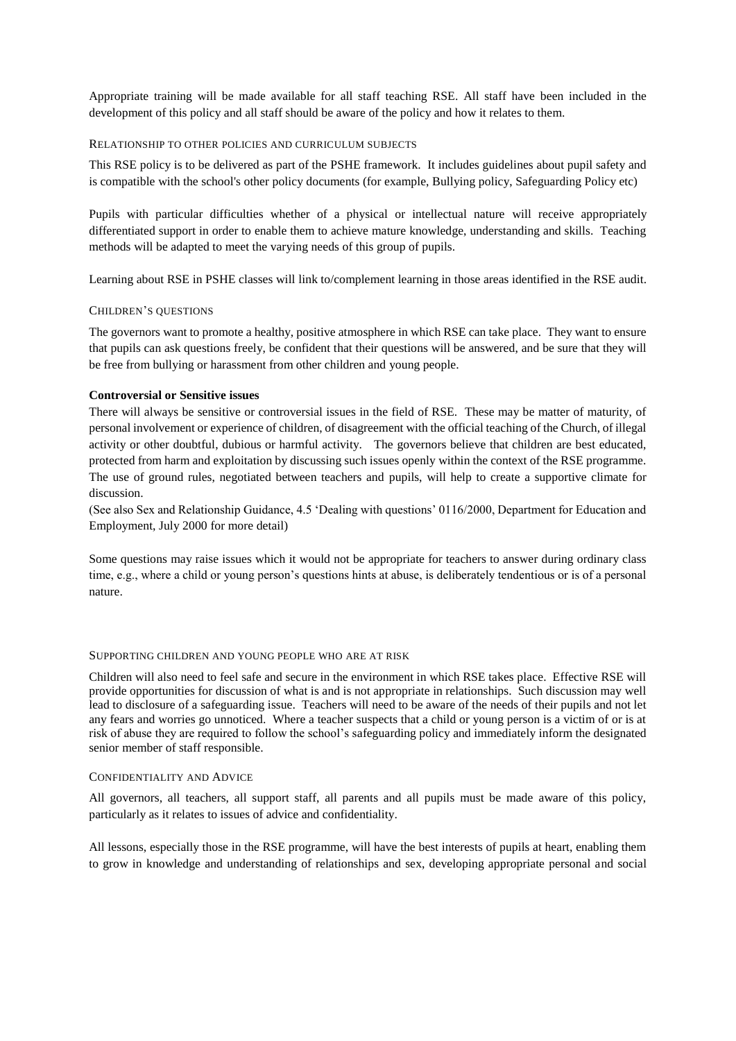Appropriate training will be made available for all staff teaching RSE. All staff have been included in the development of this policy and all staff should be aware of the policy and how it relates to them.

## Relationship to other policies and curriculum subjects

This RSE policy is to be delivered as part of the PSHE framework. It includes guidelines about pupil safety and is compatible with the school's other policy documents (for example, Bullying policy, Safeguarding Policy etc)

Pupils with particular difficulties whether of a physical or intellectual nature will receive appropriately differentiated support in order to enable them to achieve mature knowledge, understanding and skills. Teaching methods will be adapted to meet the varying needs of this group of pupils.

Learning about RSE in PSHE classes will link to/complement learning in those areas identified in the RSE audit.

## Children's questions

The governors want to promote a healthy, positive atmosphere in which RSE can take place. They want to ensure that pupils can ask questions freely, be confident that their questions will be answered, and be sure that they will be free from bullying or harassment from other children and young people.

**Controversial or Sensitive issues**

There will always be sensitive or controversial issues in the field of RSE. These may be matter of maturity, of personal involvement or experience of children, of disagreement with the official teaching of the Church, of illegal activity or other doubtful, dubious or harmful activity. The governors believe that children are best educated, protected from harm and exploitation by discussing such issues openly within the context of the RSE programme. The use of ground rules, negotiated between teachers and pupils, will help to create a supportive climate for discussion.

(See also Sex and Relationship Guidance, 4.5 'Dealing with questions' 0116/2000, Department for Education and Employment, July 2000 for more detail)

Some questions may raise issues which it would not be appropriate for teachers to answer during ordinary class time, e.g., where a child or young person's questions hints at abuse, is deliberately tendentious or is of a personal nature.

## Supporting children and young people who are at risk

Children will also need to feel safe and secure in the environment in which RSE takes place. Effective RSE will provide opportunities for discussion of what is and is not appropriate in relationships. Such discussion may well lead to disclosure of a safeguarding issue. Teachers will need to be aware of the needs of their pupils and not let any fears and worries go unnoticed. Where a teacher suspects that a child or young person is a victim of or is at risk of abuse they are required to follow the school's safeguarding policy and immediately inform the designated senior member of staff responsible.

## Confidentiality and Advice

All governors, all teachers, all support staff, all parents and all pupils must be made aware of this policy, particularly as it relates to issues of advice and confidentiality.

All lessons, especially those in the RSE programme, will have the best interests of pupils at heart, enabling them to grow in knowledge and understanding of relationships and sex, developing appropriate personal and social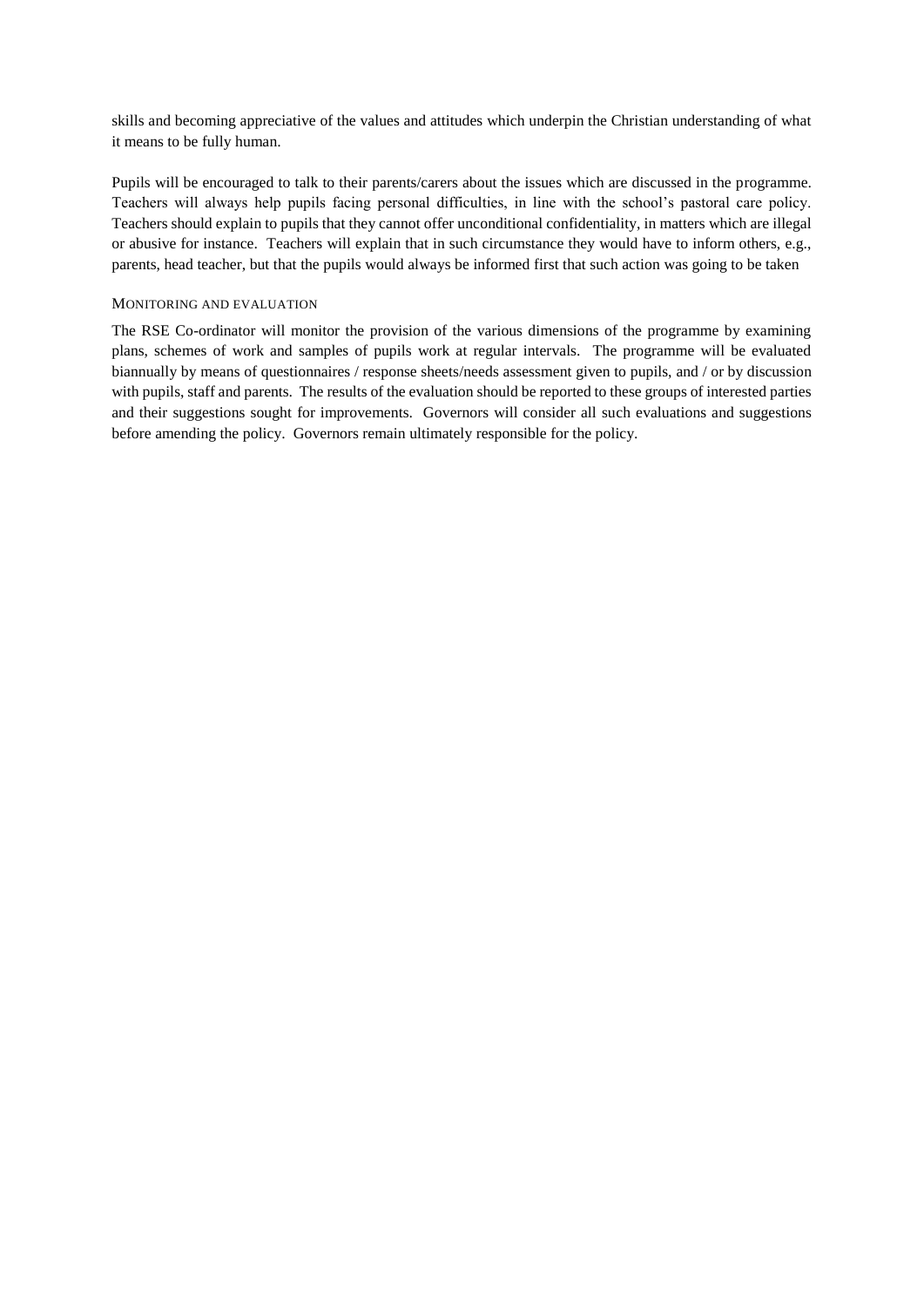skills and becoming appreciative of the values and attitudes which underpin the Christian understanding of what it means to be fully human.

Pupils will be encouraged to talk to their parents/carers about the issues which are discussed in the programme. Teachers will always help pupils facing personal difficulties, in line with the school's pastoral care policy. Teachers should explain to pupils that they cannot offer unconditional confidentiality, in matters which are illegal or abusive for instance. Teachers will explain that in such circumstance they would have to inform others, e.g., parents, head teacher, but that the pupils would always be informed first that such action was going to be taken

### MONITORING AND EVALUATION

The RSE Co-ordinator will monitor the provision of the various dimensions of the programme by examining plans, schemes of work and samples of pupils work at regular intervals. The programme will be evaluated biannually by means of questionnaires / response sheets/needs assessment given to pupils, and / or by discussion with pupils, staff and parents. The results of the evaluation should be reported to these groups of interested parties and their suggestions sought for improvements. Governors will consider all such evaluations and suggestions before amending the policy. Governors remain ultimately responsible for the policy.